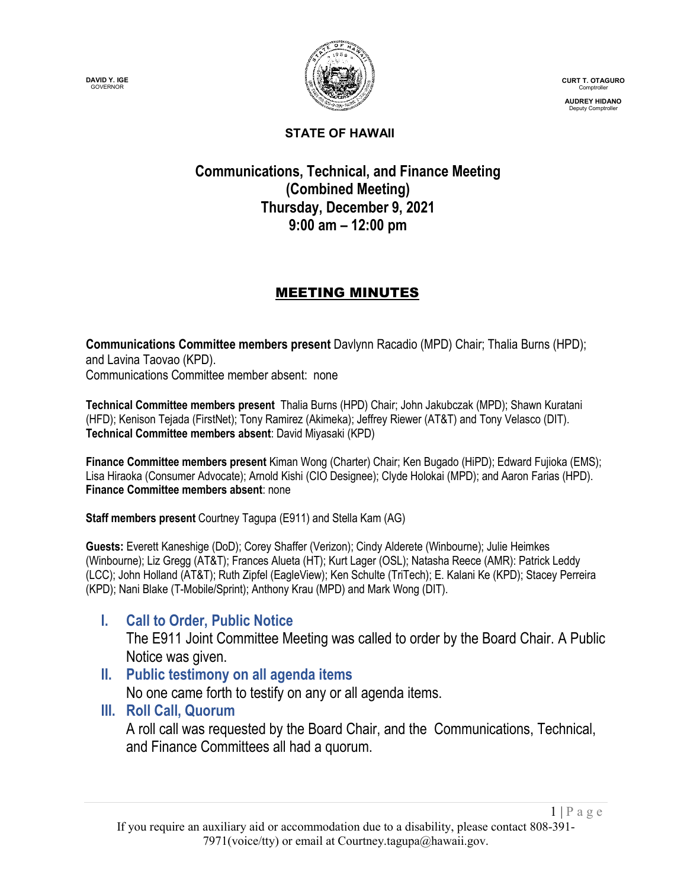**DAVID Y. IGE**
GOVERNOR

**CURT T. OTAGURO**
Comptroller

**AUDREY HIDANO**
Deputy Comptroller

**STATE OF HAWAII**

# Communications, Technical, and Finance Meeting (Combined Meeting) Thursday, December 9, 2021 9:00 am – 12:00 pm

## MEETING MINUTES

**Communications Committee members present** Davlynn Racadio (MPD) Chair; Thalia Burns (HPD); and Lavina Taovao (KPD).
Communications Committee member absent: none

**Technical Committee members present** Thalia Burns (HPD) Chair; John Jakubczak (MPD); Shawn Kuratani (HFD); Kenison Tejada (FirstNet); Tony Ramirez (Akimeka); Jeffrey Riewer (AT&T) and Tony Velasco (DIT).
**Technical Committee members absent**: David Miyasaki (KPD)

**Finance Committee members present** Kiman Wong (Charter) Chair; Ken Bugado (HiPD); Edward Fujioka (EMS); Lisa Hiraoka (Consumer Advocate); Arnold Kishi (CIO Designee); Clyde Holokai (MPD); and Aaron Farias (HPD).
**Finance Committee members absent**: none

**Staff members present** Courtney Tagupa (E911) and Stella Kam (AG)

**Guests:** Everett Kaneshige (DoD); Corey Shaffer (Verizon); Cindy Alderete (Winbourne); Julie Heimkes (Winbourne); Liz Gregg (AT&T); Frances Alueta (HT); Kurt Lager (OSL); Natasha Reece (AMR): Patrick Leddy (LCC); John Holland (AT&T); Ruth Zipfel (EagleView); Ken Schulte (TriTech); E. Kalani Ke (KPD); Stacey Perreira (KPD); Nani Blake (T-Mobile/Sprint); Anthony Krau (MPD) and Mark Wong (DIT).

## I. Call to Order, Public Notice

The E911 Joint Committee Meeting was called to order by the Board Chair. A Public Notice was given.

## II. Public testimony on all agenda items

No one came forth to testify on any or all agenda items.

## III. Roll Call, Quorum

A roll call was requested by the Board Chair, and the Communications, Technical, and Finance Committees all had a quorum.

If you require an auxiliary aid or accommodation due to a disability, please contact 808-391-7971(voice/tty) or email at Courtney.tagupa@hawaii.gov.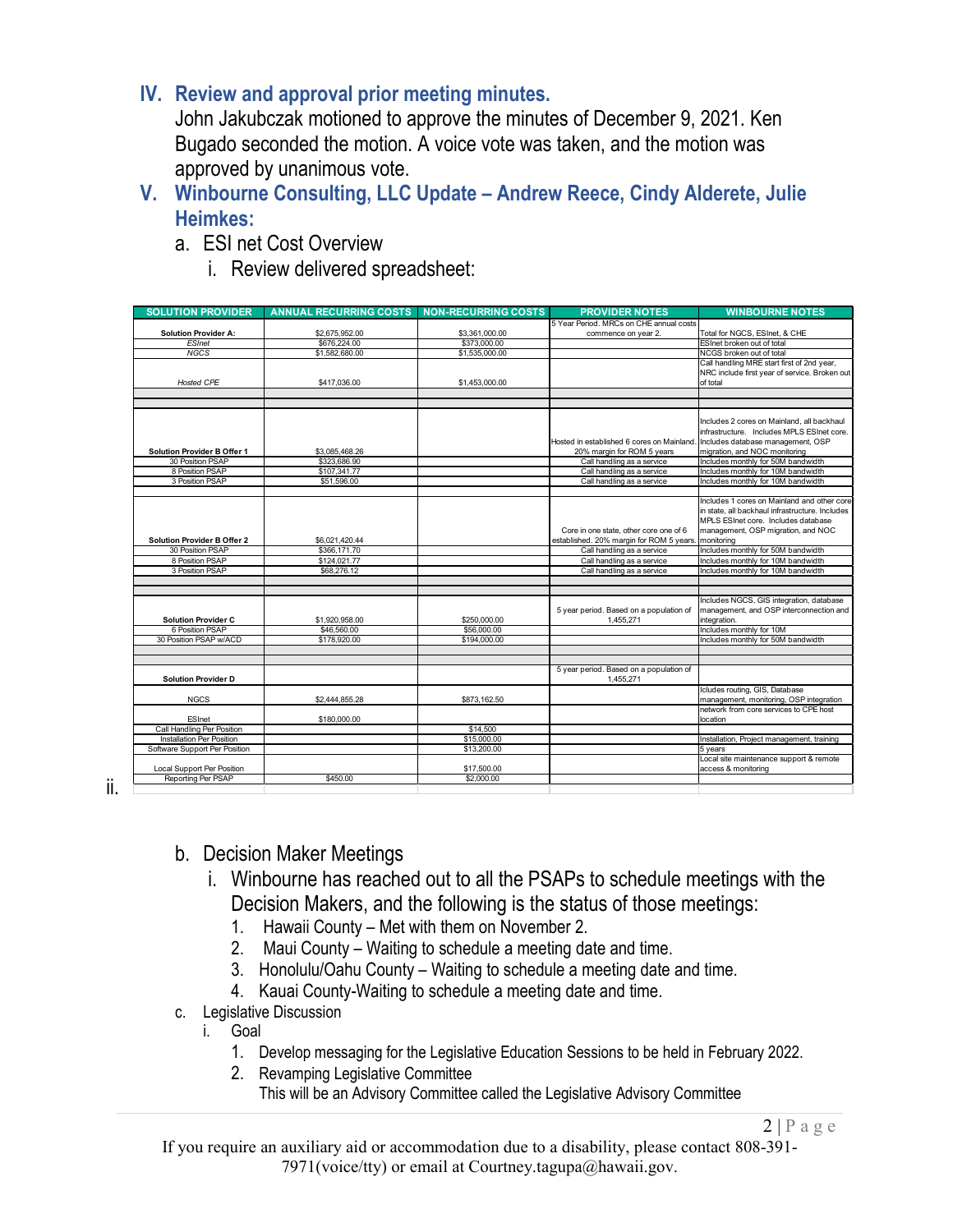## IV. Review and approval prior meeting minutes.

John Jakubczak motioned to approve the minutes of December 9, 2021. Ken Bugado seconded the motion. A voice vote was taken, and the motion was approved by unanimous vote.

## V. Winbourne Consulting, LLC Update – Andrew Reece, Cindy Alderete, Julie Heimkes:

a. ESI net Cost Overview

i. Review delivered spreadsheet:

ii.

| SOLUTION PROVIDER | ANNUAL RECURRING COSTS | NON-RECURRING COSTS | PROVIDER NOTES | WINBOURNE NOTES |
|---|---|---|---|---|
| **Solution Provider A:** | $2,675,952.00 | $3,361,000.00 | 5 Year Period. MRCs on CHE annual costs commence on year 2. | Total for NGCS, ESInet, & CHE |
| *ESInet* | $676,224.00 | $373,000.00 | | ESInet broken out of total |
| *NGCS* | $1,582,680.00 | $1,535,000.00 | | NCGS broken out of total |
| *Hosted CPE* | $417,036.00 | $1,453,000.00 | | Call handling MRE start first of 2nd year, NRC include first year of service. Broken out of total |
| | | | | |
| | | | | |
| **Solution Provider B Offer 1** | $3,085,468.26 | | Hosted in established 6 cores on Mainland. 20% margin for ROM 5 years | Includes 2 cores on Mainland, all backhaul infrastructure. Includes MPLS ESInet core. Includes database management, OSP migration, and NOC monitoring |
| 30 Position PSAP | $323,686.90 | | Call handling as a service | Includes monthly for 50M bandwidth |
| 8 Position PSAP | $107,341.77 | | Call handling as a service | Includes monthly for 10M bandwidth |
| 3 Position PSAP | $51,596.00 | | Call handling as a service | Includes monthly for 10M bandwidth |
| | | | | |
| **Solution Provider B Offer 2** | $6,021,420.44 | | Core in one state, other core one of 6 established. 20% margin for ROM 5 years. | Includes 1 cores on Mainland and other core in state, all backhaul infrastructure. Includes MPLS ESInet core. Includes database management, OSP migration, and NOC monitoring |
| 30 Position PSAP | $366,171.70 | | Call handling as a service | Includes monthly for 50M bandwidth |
| 8 Position PSAP | $124,021.77 | | Call handling as a service | Includes monthly for 10M bandwidth |
| 3 Position PSAP | $68,276.12 | | Call handling as a service | Includes monthly for 10M bandwidth |
| | | | | |
| | | | | |
| **Solution Provider C** | $1,920,958.00 | $250,000.00 | 5 year period. Based on a population of 1,455,271 | Includes NGCS, GIS integration, database management, and OSP interconnection and integration. |
| 6 Position PSAP | $46,560.00 | $56,000.00 | | Includes monthly for 10M |
| 30 Position PSAP w/ACD | $178,920.00 | $194,000.00 | | Includes monthly for 50M bandwidth |
| | | | | |
| | | | | |
| **Solution Provider D** | | | 5 year period. Based on a population of 1,455,271 | |
| NGCS | $2,444,855.28 | $873,162.50 | | Icludes routing, GIS, Database management, monitoring, OSP integration |
| ESInet | $180,000.00 | | | network from core services to CPE host location |
| Call Handling Per Position | | $14,500 | | |
| Installation Per Position | | $15,000.00 | | Installation, Project management, training |
| Software Support Per Position | | $13,200.00 | | 5 years |
| Local Support Per Position | | $17,500.00 | | Local site maintenance support & remote access & monitoring |
| Reporting Per PSAP | $450.00 | $2,000.00 | | |

b. Decision Maker Meetings

i. Winbourne has reached out to all the PSAPs to schedule meetings with the Decision Makers, and the following is the status of those meetings:

1. Hawaii County – Met with them on November 2.
2. Maui County – Waiting to schedule a meeting date and time.
3. Honolulu/Oahu County – Waiting to schedule a meeting date and time.
4. Kauai County-Waiting to schedule a meeting date and time.

c. Legislative Discussion

i. Goal

1. Develop messaging for the Legislative Education Sessions to be held in February 2022.
2. Revamping Legislative Committee
   This will be an Advisory Committee called the Legislative Advisory Committee

If you require an auxiliary aid or accommodation due to a disability, please contact 808-391-7971(voice/tty) or email at Courtney.tagupa@hawaii.gov.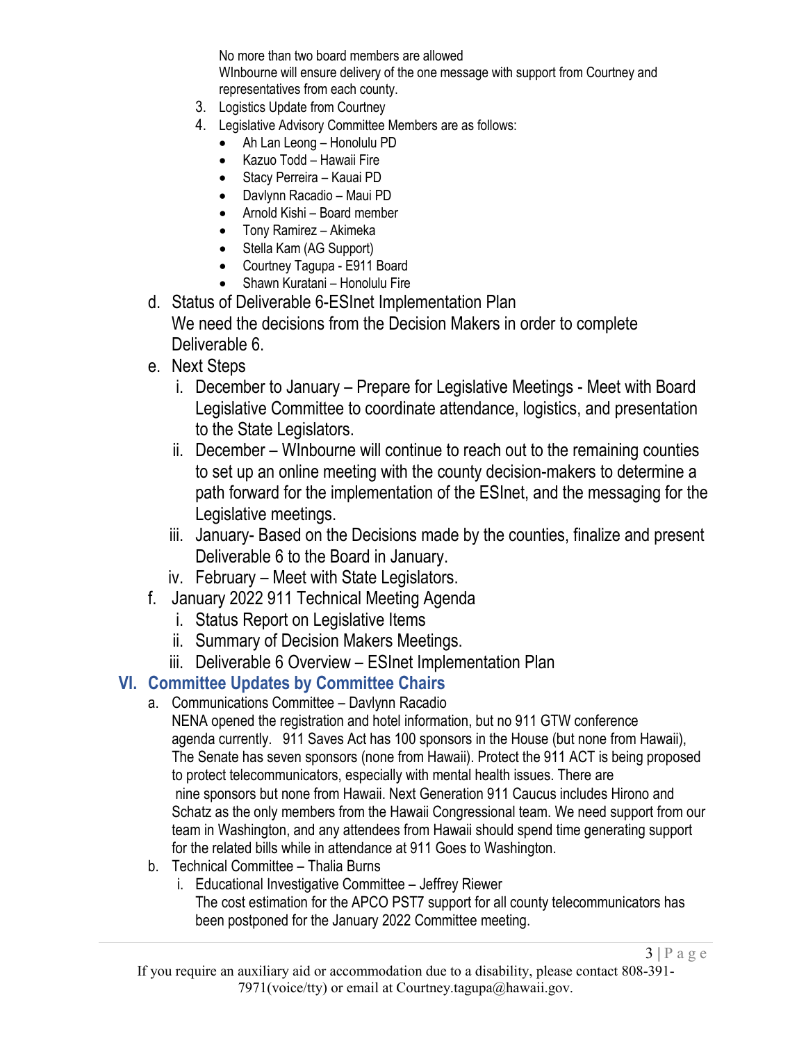No more than two board members are allowed
WInbourne will ensure delivery of the one message with support from Courtney and representatives from each county.

3. Logistics Update from Courtney
4. Legislative Advisory Committee Members are as follows:
   - Ah Lan Leong – Honolulu PD
   - Kazuo Todd – Hawaii Fire
   - Stacy Perreira – Kauai PD
   - Davlynn Racadio – Maui PD
   - Arnold Kishi – Board member
   - Tony Ramirez – Akimeka
   - Stella Kam (AG Support)
   - Courtney Tagupa - E911 Board
   - Shawn Kuratani – Honolulu Fire

d. Status of Deliverable 6-ESInet Implementation Plan
We need the decisions from the Decision Makers in order to complete Deliverable 6.

e. Next Steps
   i. December to January – Prepare for Legislative Meetings - Meet with Board Legislative Committee to coordinate attendance, logistics, and presentation to the State Legislators.
   ii. December – WInbourne will continue to reach out to the remaining counties to set up an online meeting with the county decision-makers to determine a path forward for the implementation of the ESInet, and the messaging for the Legislative meetings.
   iii. January- Based on the Decisions made by the counties, finalize and present Deliverable 6 to the Board in January.
   iv. February – Meet with State Legislators.

f. January 2022 911 Technical Meeting Agenda
   i. Status Report on Legislative Items
   ii. Summary of Decision Makers Meetings.
   iii. Deliverable 6 Overview – ESInet Implementation Plan

## VI. Committee Updates by Committee Chairs

a. Communications Committee – Davlynn Racadio
NENA opened the registration and hotel information, but no 911 GTW conference agenda currently. 911 Saves Act has 100 sponsors in the House (but none from Hawaii), The Senate has seven sponsors (none from Hawaii). Protect the 911 ACT is being proposed to protect telecommunicators, especially with mental health issues. There are nine sponsors but none from Hawaii. Next Generation 911 Caucus includes Hirono and Schatz as the only members from the Hawaii Congressional team. We need support from our team in Washington, and any attendees from Hawaii should spend time generating support for the related bills while in attendance at 911 Goes to Washington.

b. Technical Committee – Thalia Burns
   i. Educational Investigative Committee – Jeffrey Riewer
   The cost estimation for the APCO PST7 support for all county telecommunicators has been postponed for the January 2022 Committee meeting.

If you require an auxiliary aid or accommodation due to a disability, please contact 808-391-7971(voice/tty) or email at Courtney.tagupa@hawaii.gov.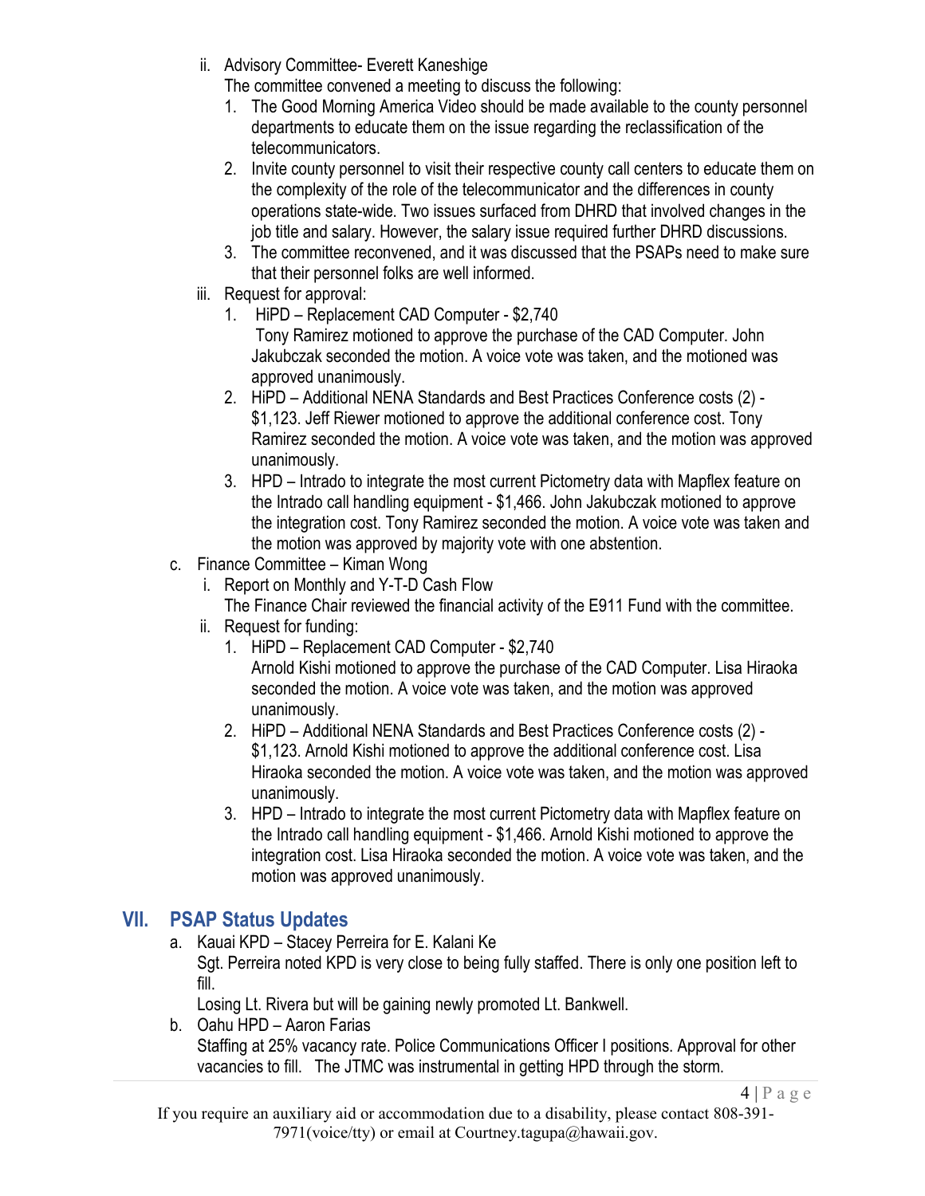ii. Advisory Committee- Everett Kaneshige
   The committee convened a meeting to discuss the following:
   1. The Good Morning America Video should be made available to the county personnel departments to educate them on the issue regarding the reclassification of the telecommunicators.
   2. Invite county personnel to visit their respective county call centers to educate them on the complexity of the role of the telecommunicator and the differences in county operations state-wide. Two issues surfaced from DHRD that involved changes in the job title and salary. However, the salary issue required further DHRD discussions.
   3. The committee reconvened, and it was discussed that the PSAPs need to make sure that their personnel folks are well informed.

iii. Request for approval:
   1. HiPD – Replacement CAD Computer - $2,740
      Tony Ramirez motioned to approve the purchase of the CAD Computer. John Jakubczak seconded the motion. A voice vote was taken, and the motioned was approved unanimously.
   2. HiPD – Additional NENA Standards and Best Practices Conference costs (2) - $1,123. Jeff Riewer motioned to approve the additional conference cost. Tony Ramirez seconded the motion. A voice vote was taken, and the motion was approved unanimously.
   3. HPD – Intrado to integrate the most current Pictometry data with Mapflex feature on the Intrado call handling equipment - $1,466. John Jakubczak motioned to approve the integration cost. Tony Ramirez seconded the motion. A voice vote was taken and the motion was approved by majority vote with one abstention.

c. Finance Committee – Kiman Wong
   i. Report on Monthly and Y-T-D Cash Flow
      The Finance Chair reviewed the financial activity of the E911 Fund with the committee.
   ii. Request for funding:
      1. HiPD – Replacement CAD Computer - $2,740
         Arnold Kishi motioned to approve the purchase of the CAD Computer. Lisa Hiraoka seconded the motion. A voice vote was taken, and the motion was approved unanimously.
      2. HiPD – Additional NENA Standards and Best Practices Conference costs (2) - $1,123. Arnold Kishi motioned to approve the additional conference cost. Lisa Hiraoka seconded the motion. A voice vote was taken, and the motion was approved unanimously.
      3. HPD – Intrado to integrate the most current Pictometry data with Mapflex feature on the Intrado call handling equipment - $1,466. Arnold Kishi motioned to approve the integration cost. Lisa Hiraoka seconded the motion. A voice vote was taken, and the motion was approved unanimously.

## VII. PSAP Status Updates

a. Kauai KPD – Stacey Perreira for E. Kalani Ke
   Sgt. Perreira noted KPD is very close to being fully staffed. There is only one position left to fill.
   Losing Lt. Rivera but will be gaining newly promoted Lt. Bankwell.

b. Oahu HPD – Aaron Farias
   Staffing at 25% vacancy rate. Police Communications Officer I positions. Approval for other vacancies to fill. The JTMC was instrumental in getting HPD through the storm.

If you require an auxiliary aid or accommodation due to a disability, please contact 808-391-7971(voice/tty) or email at Courtney.tagupa@hawaii.gov.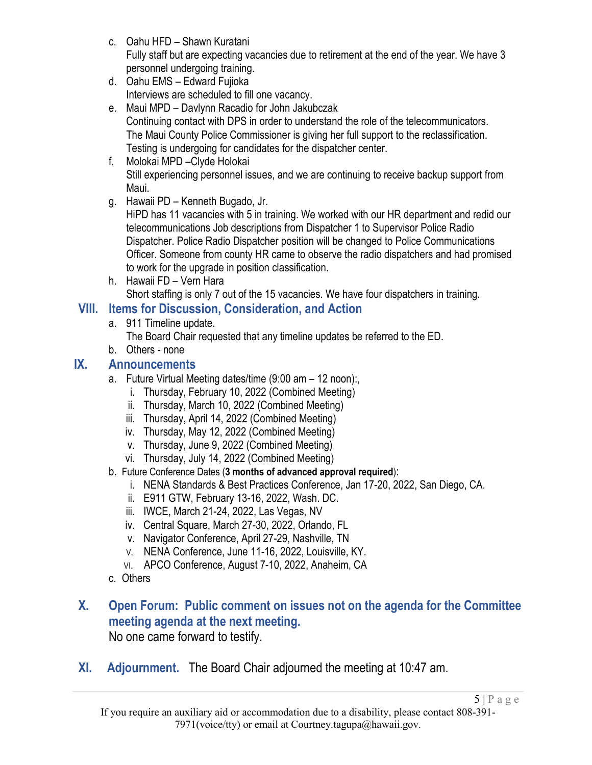c. Oahu HFD – Shawn Kuratani
   Fully staff but are expecting vacancies due to retirement at the end of the year. We have 3 personnel undergoing training.
d. Oahu EMS – Edward Fujioka
   Interviews are scheduled to fill one vacancy.
e. Maui MPD – Davlynn Racadio for John Jakubczak
   Continuing contact with DPS in order to understand the role of the telecommunicators. The Maui County Police Commissioner is giving her full support to the reclassification. Testing is undergoing for candidates for the dispatcher center.
f. Molokai MPD –Clyde Holokai
   Still experiencing personnel issues, and we are continuing to receive backup support from Maui.
g. Hawaii PD – Kenneth Bugado, Jr.
   HiPD has 11 vacancies with 5 in training. We worked with our HR department and redid our telecommunications Job descriptions from Dispatcher 1 to Supervisor Police Radio Dispatcher. Police Radio Dispatcher position will be changed to Police Communications Officer. Someone from county HR came to observe the radio dispatchers and had promised to work for the upgrade in position classification.
h. Hawaii FD – Vern Hara
   Short staffing is only 7 out of the 15 vacancies. We have four dispatchers in training.

## VIII. Items for Discussion, Consideration, and Action

a. 911 Timeline update.
   The Board Chair requested that any timeline updates be referred to the ED.
b. Others - none

## IX. Announcements

a. Future Virtual Meeting dates/time (9:00 am – 12 noon):,
   i. Thursday, February 10, 2022 (Combined Meeting)
   ii. Thursday, March 10, 2022 (Combined Meeting)
   iii. Thursday, April 14, 2022 (Combined Meeting)
   iv. Thursday, May 12, 2022 (Combined Meeting)
   v. Thursday, June 9, 2022 (Combined Meeting)
   vi. Thursday, July 14, 2022 (Combined Meeting)
b. Future Conference Dates (**3 months of advanced approval required**):
   i. NENA Standards & Best Practices Conference, Jan 17-20, 2022, San Diego, CA.
   ii. E911 GTW, February 13-16, 2022, Wash. DC.
   iii. IWCE, March 21-24, 2022, Las Vegas, NV
   iv. Central Square, March 27-30, 2022, Orlando, FL
   v. Navigator Conference, April 27-29, Nashville, TN
   V. NENA Conference, June 11-16, 2022, Louisville, KY.
   VI. APCO Conference, August 7-10, 2022, Anaheim, CA
c. Others

## X. Open Forum: Public comment on issues not on the agenda for the Committee meeting agenda at the next meeting.

No one came forward to testify.

## XI. Adjournment.

The Board Chair adjourned the meeting at 10:47 am.

If you require an auxiliary aid or accommodation due to a disability, please contact 808-391-7971(voice/tty) or email at Courtney.tagupa@hawaii.gov.